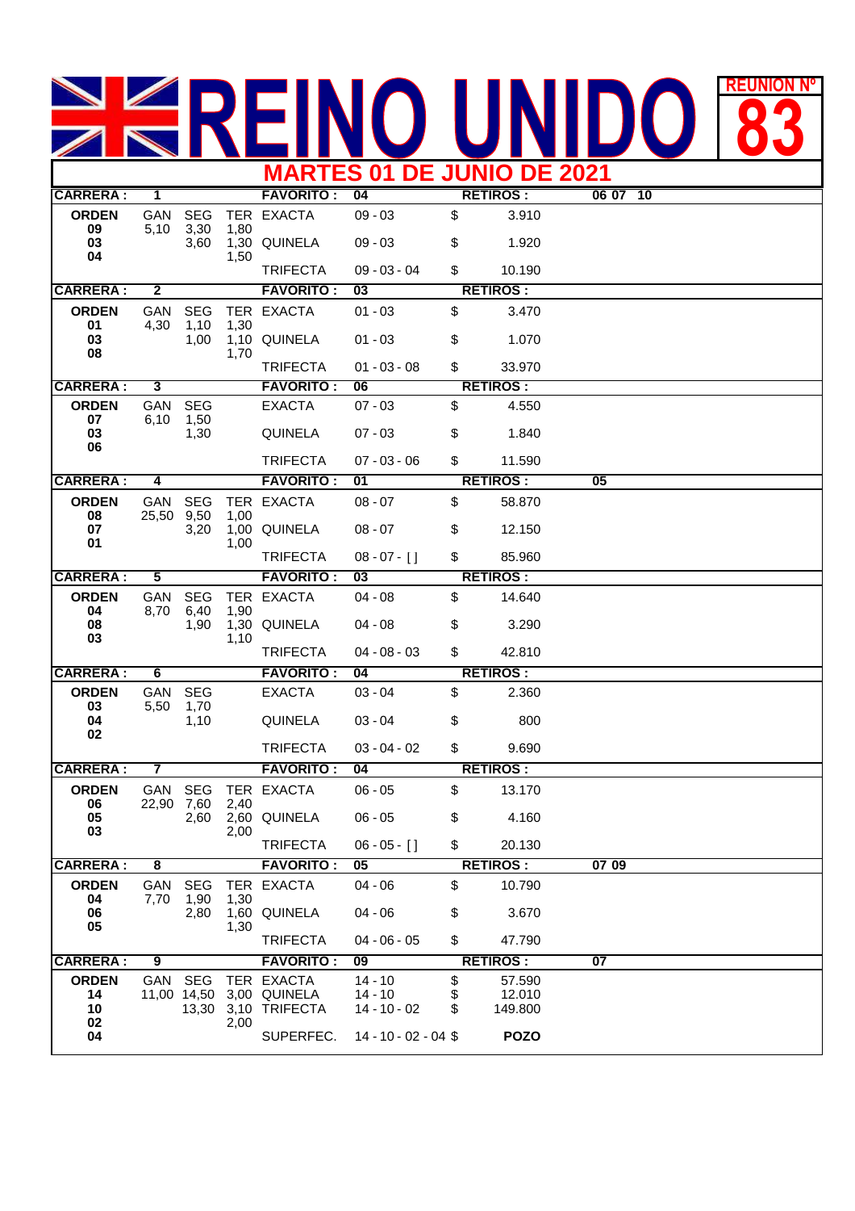# REINO UNIDO

**REUNION Nº 83**

## MARTES 01 DE JUNIO DE 2021

**CARRERA : 1** — **FAVORITO :** 04 — **RETIROS :** 06 07 10

| ORDEN | GAN | SEG | TER | | | | |
|---|---|---|---|---|---|---|---|
| 09 | 5,10 | 3,30 | 1,80 | EXACTA | 09 - 03 | $ | 3.910 |
| 03 | | 3,60 | 1,30 | QUINELA | 09 - 03 | $ | 1.920 |
| 04 | | | 1,50 | TRIFECTA | 09 - 03 - 04 | $ | 10.190 |

**CARRERA : 2** — **FAVORITO :** 03 — **RETIROS :**

| ORDEN | GAN | SEG | TER | | | | |
|---|---|---|---|---|---|---|---|
| 01 | 4,30 | 1,10 | 1,30 | EXACTA | 01 - 03 | $ | 3.470 |
| 03 | | 1,00 | 1,10 | QUINELA | 01 - 03 | $ | 1.070 |
| 08 | | | 1,70 | TRIFECTA | 01 - 03 - 08 | $ | 33.970 |

**CARRERA : 3** — **FAVORITO :** 06 — **RETIROS :**

| ORDEN | GAN | SEG | | | | |
|---|---|---|---|---|---|---|
| 07 | 6,10 | 1,50 | EXACTA | 07 - 03 | $ | 4.550 |
| 03 | | 1,30 | QUINELA | 07 - 03 | $ | 1.840 |
| 06 | | | TRIFECTA | 07 - 03 - 06 | $ | 11.590 |

**CARRERA : 4** — **FAVORITO :** 01 — **RETIROS :** 05

| ORDEN | GAN | SEG | TER | | | | |
|---|---|---|---|---|---|---|---|
| 08 | 25,50 | 9,50 | 1,00 | EXACTA | 08 - 07 | $ | 58.870 |
| 07 | | 3,20 | 1,00 | QUINELA | 08 - 07 | $ | 12.150 |
| 01 | | | 1,00 | TRIFECTA | 08 - 07 - [ ] | $ | 85.960 |

**CARRERA : 5** — **FAVORITO :** 03 — **RETIROS :**

| ORDEN | GAN | SEG | TER | | | | |
|---|---|---|---|---|---|---|---|
| 04 | 8,70 | 6,40 | 1,90 | EXACTA | 04 - 08 | $ | 14.640 |
| 08 | | 1,90 | 1,30 | QUINELA | 04 - 08 | $ | 3.290 |
| 03 | | | 1,10 | TRIFECTA | 04 - 08 - 03 | $ | 42.810 |

**CARRERA : 6** — **FAVORITO :** 04 — **RETIROS :**

| ORDEN | GAN | SEG | | | | |
|---|---|---|---|---|---|---|
| 03 | 5,50 | 1,70 | EXACTA | 03 - 04 | $ | 2.360 |
| 04 | | 1,10 | QUINELA | 03 - 04 | $ | 800 |
| 02 | | | TRIFECTA | 03 - 04 - 02 | $ | 9.690 |

**CARRERA : 7** — **FAVORITO :** 04 — **RETIROS :**

| ORDEN | GAN | SEG | TER | | | | |
|---|---|---|---|---|---|---|---|
| 06 | 22,90 | 7,60 | 2,40 | EXACTA | 06 - 05 | $ | 13.170 |
| 05 | | 2,60 | 2,60 | QUINELA | 06 - 05 | $ | 4.160 |
| 03 | | | 2,00 | TRIFECTA | 06 - 05 - [ ] | $ | 20.130 |

**CARRERA : 8** — **FAVORITO :** 05 — **RETIROS :** 07 09

| ORDEN | GAN | SEG | TER | | | | |
|---|---|---|---|---|---|---|---|
| 04 | 7,70 | 1,90 | 1,30 | EXACTA | 04 - 06 | $ | 10.790 |
| 06 | | 2,80 | 1,60 | QUINELA | 04 - 06 | $ | 3.670 |
| 05 | | | 1,30 | TRIFECTA | 04 - 06 - 05 | $ | 47.790 |

**CARRERA : 9** — **FAVORITO :** 09 — **RETIROS :** 07

| ORDEN | GAN | SEG | TER | | | | |
|---|---|---|---|---|---|---|---|
| 14 | 11,00 | 14,50 | 3,00 | EXACTA | 14 - 10 | $ | 57.590 |
| 10 | | 13,30 | 3,10 | QUINELA | 14 - 10 | $ | 12.010 |
| 02 | | | 2,00 | TRIFECTA | 14 - 10 - 02 | $ | 149.800 |
| 04 | | | | SUPERFEC. | 14 - 10 - 02 - 04 | $ | **POZO** |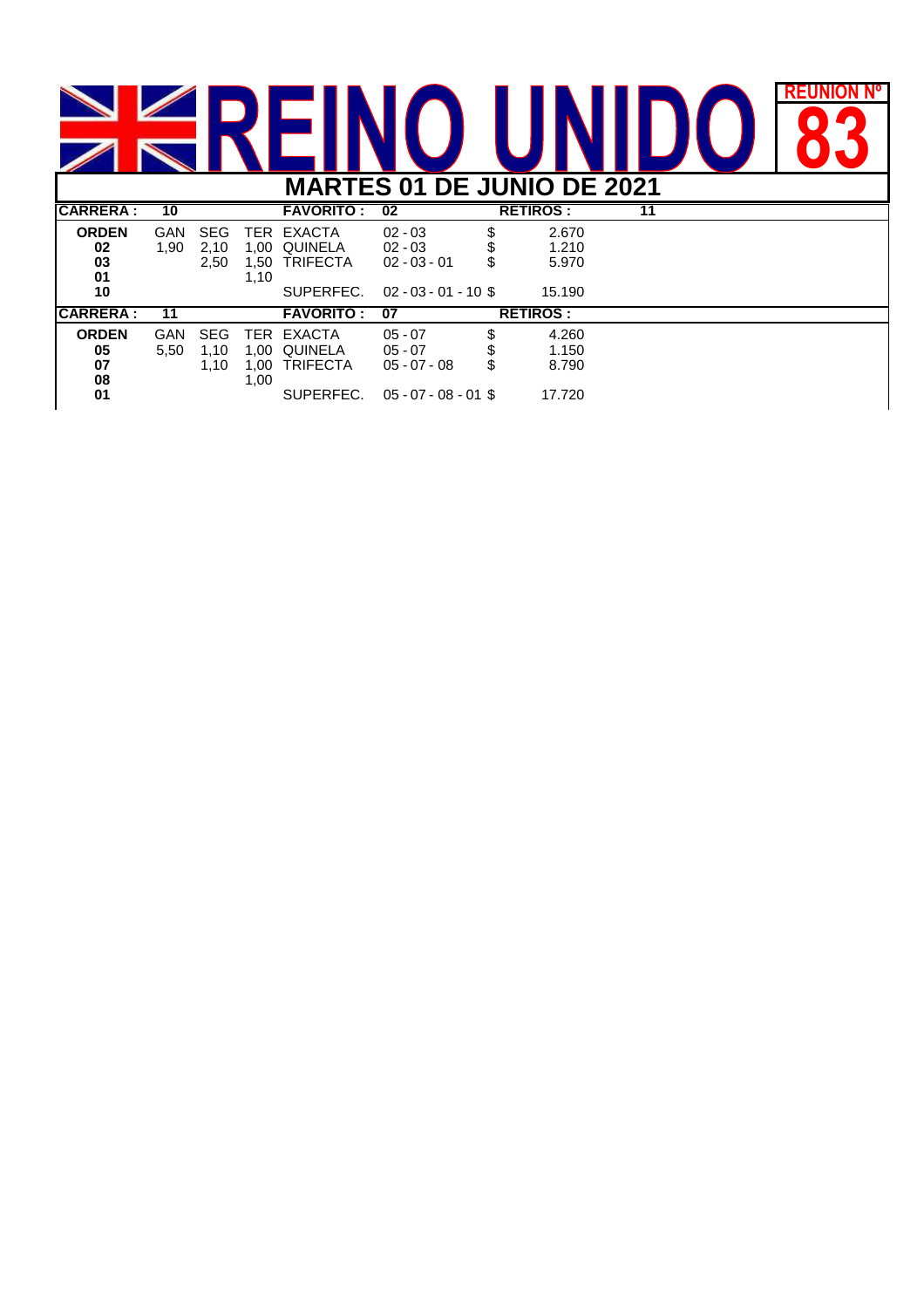# REINO UNIDO

**REUNION Nº 83**

## MARTES 01 DE JUNIO DE 2021

| CARRERA : | 10 | | | FAVORITO : | 02 | | RETIROS : | 11 |
|---|---|---|---|---|---|---|---|---|
| **ORDEN** | GAN | SEG | TER | EXACTA | 02 - 03 | $ | 2.670 | |
| **02** | 1,90 | 2,10 | 1,00 | QUINELA | 02 - 03 | $ | 1.210 | |
| **03** | | 2,50 | 1,50 | TRIFECTA | 02 - 03 - 01 | $ | 5.970 | |
| **01** | | | 1,10 | | | | | |
| **10** | | | | SUPERFEC. | 02 - 03 - 01 - 10 | $ | 15.190 | |

| CARRERA : | 11 | | | FAVORITO : | 07 | | RETIROS : | |
|---|---|---|---|---|---|---|---|---|
| **ORDEN** | GAN | SEG | TER | EXACTA | 05 - 07 | $ | 4.260 | |
| **05** | 5,50 | 1,10 | 1,00 | QUINELA | 05 - 07 | $ | 1.150 | |
| **07** | | 1,10 | 1,00 | TRIFECTA | 05 - 07 - 08 | $ | 8.790 | |
| **08** | | | 1,00 | | | | | |
| **01** | | | | SUPERFEC. | 05 - 07 - 08 - 01 | $ | 17.720 | |